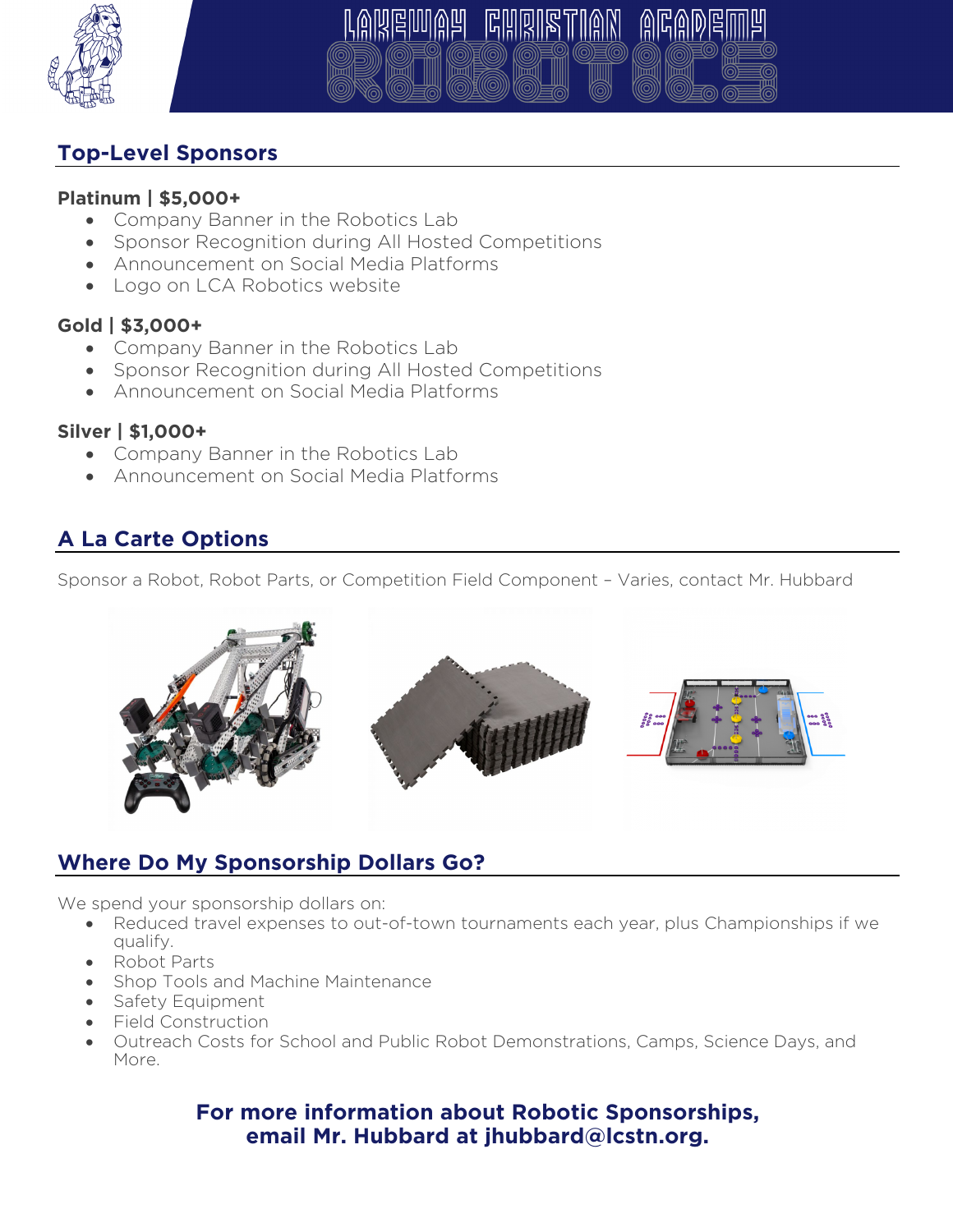# Lakeway Christian Academy Robotics

## Top-Level Sponsors

**Platinum | $5,000+**

- Company Banner in the Robotics Lab
- Sponsor Recognition during All Hosted Competitions
- Announcement on Social Media Platforms
- Logo on LCA Robotics website

**Gold | $3,000+**

- Company Banner in the Robotics Lab
- Sponsor Recognition during All Hosted Competitions
- Announcement on Social Media Platforms

**Silver | $1,000+**

- Company Banner in the Robotics Lab
- Announcement on Social Media Platforms

## A La Carte Options

Sponsor a Robot, Robot Parts, or Competition Field Component – Varies, contact Mr. Hubbard

## Where Do My Sponsorship Dollars Go?

We spend your sponsorship dollars on:

- Reduced travel expenses to out-of-town tournaments each year, plus Championships if we qualify.
- Robot Parts
- Shop Tools and Machine Maintenance
- Safety Equipment
- Field Construction
- Outreach Costs for School and Public Robot Demonstrations, Camps, Science Days, and More.

**For more information about Robotic Sponsorships, email Mr. Hubbard at jhubbard@lcstn.org.**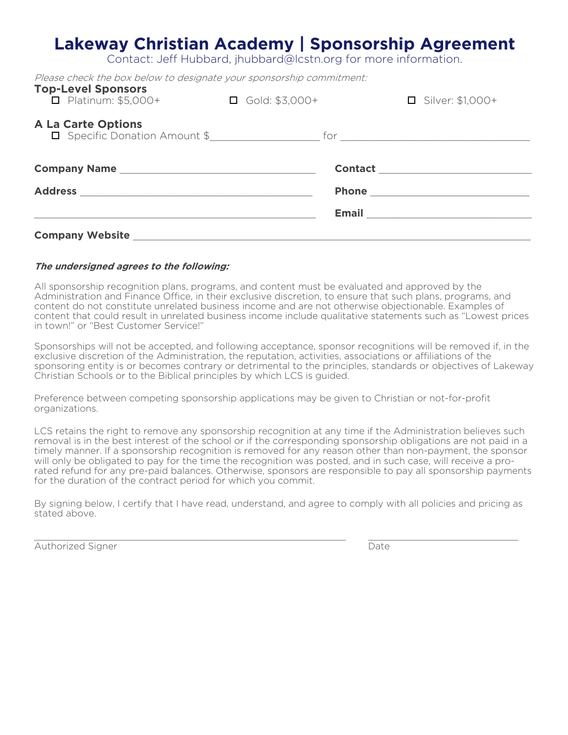# Lakeway Christian Academy | Sponsorship Agreement

Contact: Jeff Hubbard, jhubbard@lcstn.org for more information.

*Please check the box below to designate your sponsorship commitment:*

**Top-Level Sponsors**

☐ Platinum: $5,000+ ☐ Gold: $3,000+ ☐ Silver: $1,000+

**A La Carte Options**

☐ Specific Donation Amount $__________________ for ______________________________

**Company Name** ______________________________ **Contact** ________________________

**Address** ___________________________________ **Phone** _________________________

___________________________________________ **Email** _________________________

**Company Website** ____________________________________________________________

***The undersigned agrees to the following:***

All sponsorship recognition plans, programs, and content must be evaluated and approved by the Administration and Finance Office, in their exclusive discretion, to ensure that such plans, programs, and content do not constitute unrelated business income and are not otherwise objectionable. Examples of content that could result in unrelated business income include qualitative statements such as "Lowest prices in town!" or "Best Customer Service!"

Sponsorships will not be accepted, and following acceptance, sponsor recognitions will be removed if, in the exclusive discretion of the Administration, the reputation, activities, associations or affiliations of the sponsoring entity is or becomes contrary or detrimental to the principles, standards or objectives of Lakeway Christian Schools or to the Biblical principles by which LCS is guided.

Preference between competing sponsorship applications may be given to Christian or not-for-profit organizations.

LCS retains the right to remove any sponsorship recognition at any time if the Administration believes such removal is in the best interest of the school or if the corresponding sponsorship obligations are not paid in a timely manner. If a sponsorship recognition is removed for any reason other than non-payment, the sponsor will only be obligated to pay for the time the recognition was posted, and in such case, will receive a pro-rated refund for any pre-paid balances. Otherwise, sponsors are responsible to pay all sponsorship payments for the duration of the contract period for which you commit.

By signing below, I certify that I have read, understand, and agree to comply with all policies and pricing as stated above.

_____________________________________________ ________________________

Authorized Signer Date